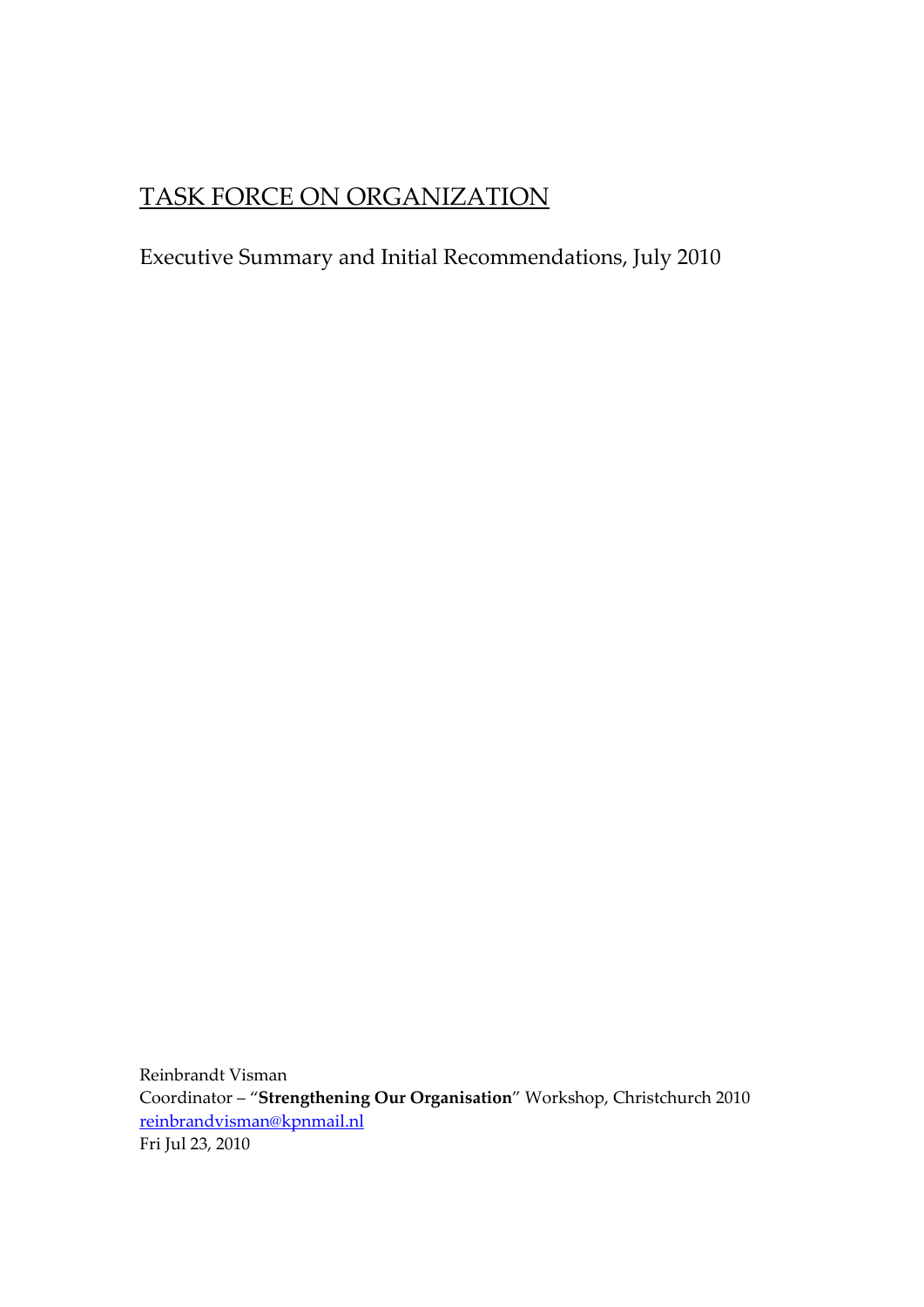# TASK FORCE ON ORGANIZATION

Executive Summary and Initial Recommendations, July 2010

Reinbrandt Visman
Coordinator – "**Strengthening Our Organisation**" Workshop, Christchurch 2010
reinbrandvisman@kpnmail.nl
Fri Jul 23, 2010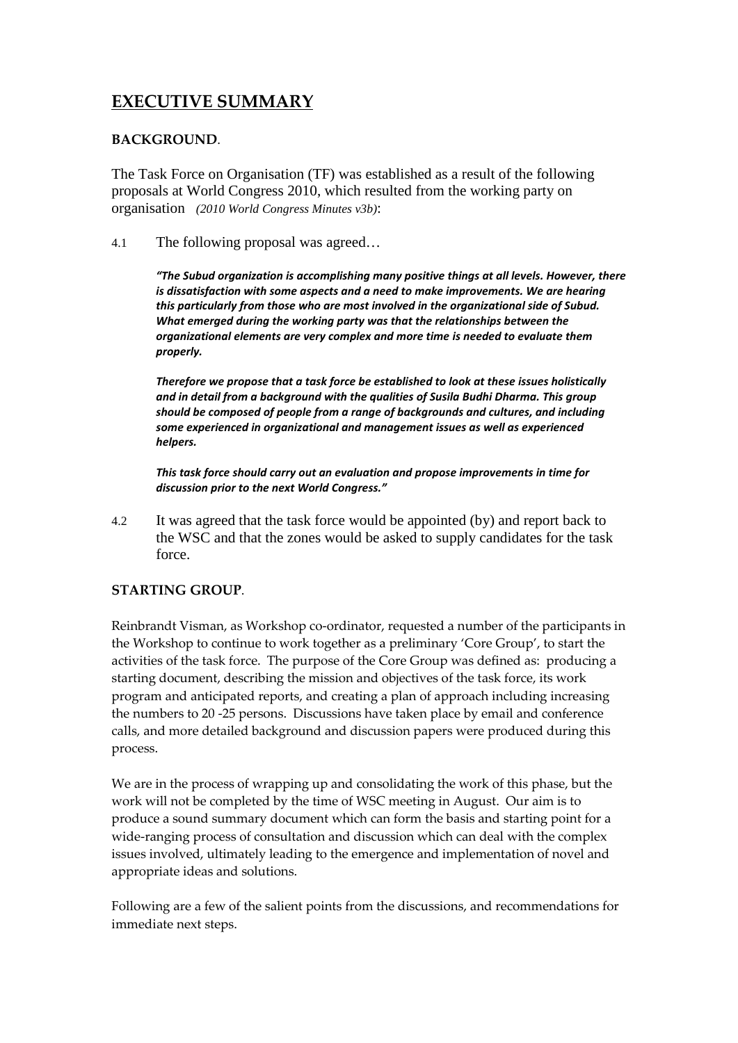# EXECUTIVE SUMMARY

**BACKGROUND**.

The Task Force on Organisation (TF) was established as a result of the following proposals at World Congress 2010, which resulted from the working party on organisation *(2010 World Congress Minutes v3b)*:

4.1 The following proposal was agreed…

> ***"The Subud organization is accomplishing many positive things at all levels. However, there is dissatisfaction with some aspects and a need to make improvements. We are hearing this particularly from those who are most involved in the organizational side of Subud. What emerged during the working party was that the relationships between the organizational elements are very complex and more time is needed to evaluate them properly.***
>
> ***Therefore we propose that a task force be established to look at these issues holistically and in detail from a background with the qualities of Susila Budhi Dharma. This group should be composed of people from a range of backgrounds and cultures, and including some experienced in organizational and management issues as well as experienced helpers.***
>
> ***This task force should carry out an evaluation and propose improvements in time for discussion prior to the next World Congress."***

4.2 It was agreed that the task force would be appointed (by) and report back to the WSC and that the zones would be asked to supply candidates for the task force.

**STARTING GROUP**.

Reinbrandt Visman, as Workshop co-ordinator, requested a number of the participants in the Workshop to continue to work together as a preliminary 'Core Group', to start the activities of the task force. The purpose of the Core Group was defined as: producing a starting document, describing the mission and objectives of the task force, its work program and anticipated reports, and creating a plan of approach including increasing the numbers to 20 -25 persons. Discussions have taken place by email and conference calls, and more detailed background and discussion papers were produced during this process.

We are in the process of wrapping up and consolidating the work of this phase, but the work will not be completed by the time of WSC meeting in August. Our aim is to produce a sound summary document which can form the basis and starting point for a wide-ranging process of consultation and discussion which can deal with the complex issues involved, ultimately leading to the emergence and implementation of novel and appropriate ideas and solutions.

Following are a few of the salient points from the discussions, and recommendations for immediate next steps.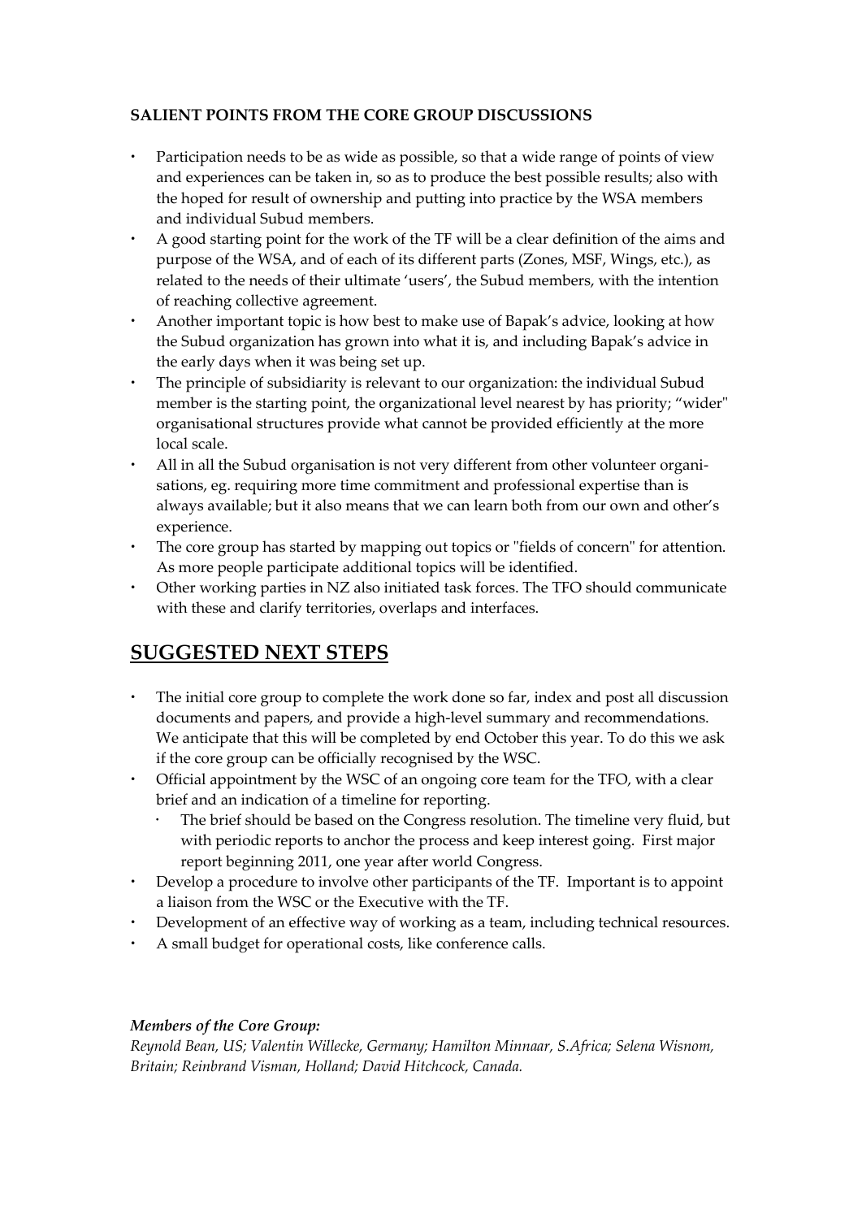**SALIENT POINTS FROM THE CORE GROUP DISCUSSIONS**

- Participation needs to be as wide as possible, so that a wide range of points of view and experiences can be taken in, so as to produce the best possible results; also with the hoped for result of ownership and putting into practice by the WSA members and individual Subud members.
- A good starting point for the work of the TF will be a clear definition of the aims and purpose of the WSA, and of each of its different parts (Zones, MSF, Wings, etc.), as related to the needs of their ultimate 'users', the Subud members, with the intention of reaching collective agreement.
- Another important topic is how best to make use of Bapak's advice, looking at how the Subud organization has grown into what it is, and including Bapak's advice in the early days when it was being set up.
- The principle of subsidiarity is relevant to our organization: the individual Subud member is the starting point, the organizational level nearest by has priority; "wider" organisational structures provide what cannot be provided efficiently at the more local scale.
- All in all the Subud organisation is not very different from other volunteer organisations, eg. requiring more time commitment and professional expertise than is always available; but it also means that we can learn both from our own and other's experience.
- The core group has started by mapping out topics or "fields of concern" for attention. As more people participate additional topics will be identified.
- Other working parties in NZ also initiated task forces. The TFO should communicate with these and clarify territories, overlaps and interfaces.

## SUGGESTED NEXT STEPS

- The initial core group to complete the work done so far, index and post all discussion documents and papers, and provide a high-level summary and recommendations. We anticipate that this will be completed by end October this year. To do this we ask if the core group can be officially recognised by the WSC.
- Official appointment by the WSC of an ongoing core team for the TFO, with a clear brief and an indication of a timeline for reporting.
  - The brief should be based on the Congress resolution. The timeline very fluid, but with periodic reports to anchor the process and keep interest going. First major report beginning 2011, one year after world Congress.
- Develop a procedure to involve other participants of the TF. Important is to appoint a liaison from the WSC or the Executive with the TF.
- Development of an effective way of working as a team, including technical resources.
- A small budget for operational costs, like conference calls.

***Members of the Core Group:***
*Reynold Bean, US; Valentin Willecke, Germany; Hamilton Minnaar, S.Africa; Selena Wisnom, Britain; Reinbrand Visman, Holland; David Hitchcock, Canada.*